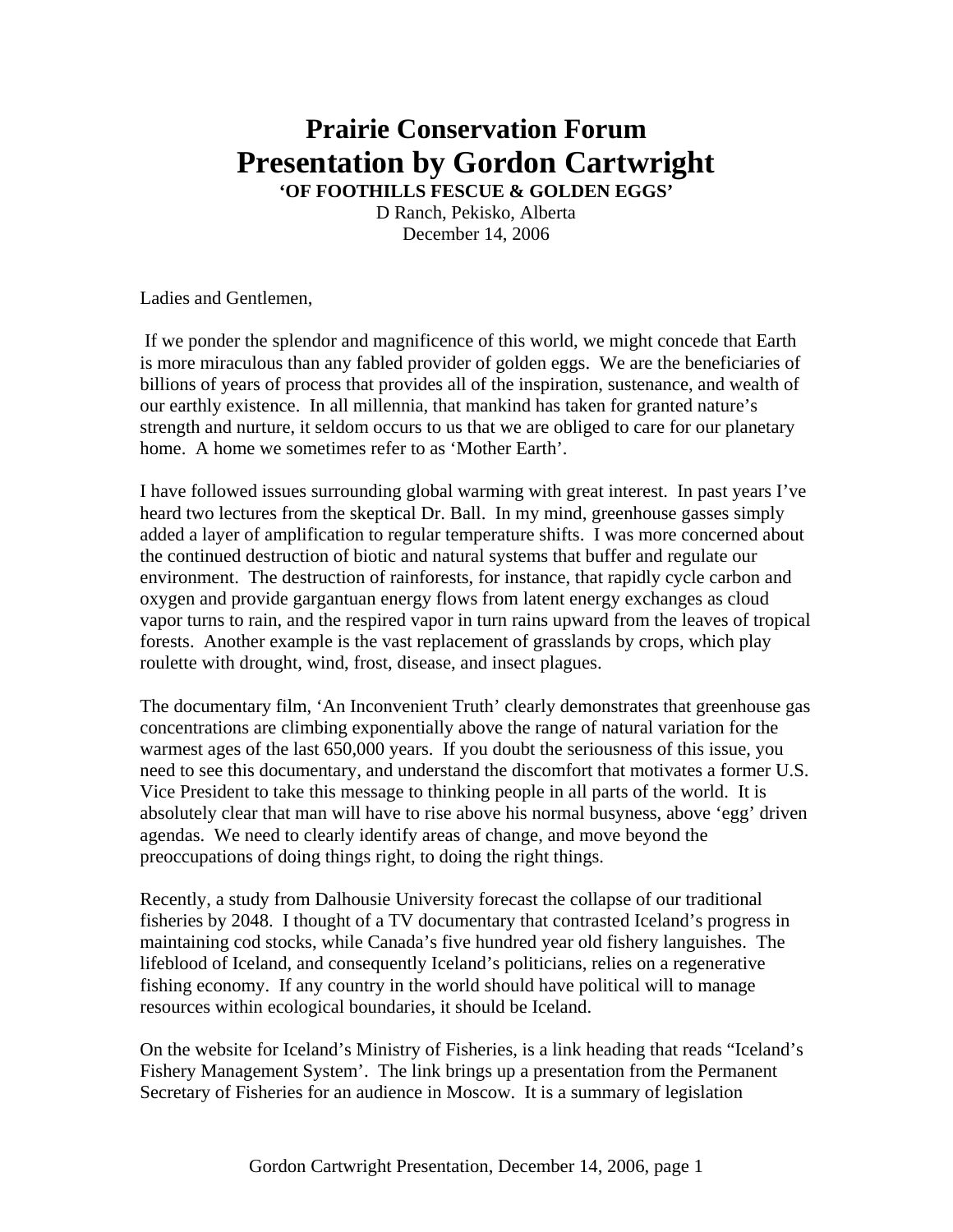# Prairie Conservation Forum
# Presentation by Gordon Cartwright

**'OF FOOTHILLS FESCUE & GOLDEN EGGS'**

D Ranch, Pekisko, Alberta
December 14, 2006

Ladies and Gentlemen,

If we ponder the splendor and magnificence of this world, we might concede that Earth is more miraculous than any fabled provider of golden eggs. We are the beneficiaries of billions of years of process that provides all of the inspiration, sustenance, and wealth of our earthly existence. In all millennia, that mankind has taken for granted nature's strength and nurture, it seldom occurs to us that we are obliged to care for our planetary home. A home we sometimes refer to as 'Mother Earth'.

I have followed issues surrounding global warming with great interest. In past years I've heard two lectures from the skeptical Dr. Ball. In my mind, greenhouse gasses simply added a layer of amplification to regular temperature shifts. I was more concerned about the continued destruction of biotic and natural systems that buffer and regulate our environment. The destruction of rainforests, for instance, that rapidly cycle carbon and oxygen and provide gargantuan energy flows from latent energy exchanges as cloud vapor turns to rain, and the respired vapor in turn rains upward from the leaves of tropical forests. Another example is the vast replacement of grasslands by crops, which play roulette with drought, wind, frost, disease, and insect plagues.

The documentary film, 'An Inconvenient Truth' clearly demonstrates that greenhouse gas concentrations are climbing exponentially above the range of natural variation for the warmest ages of the last 650,000 years. If you doubt the seriousness of this issue, you need to see this documentary, and understand the discomfort that motivates a former U.S. Vice President to take this message to thinking people in all parts of the world. It is absolutely clear that man will have to rise above his normal busyness, above 'egg' driven agendas. We need to clearly identify areas of change, and move beyond the preoccupations of doing things right, to doing the right things.

Recently, a study from Dalhousie University forecast the collapse of our traditional fisheries by 2048. I thought of a TV documentary that contrasted Iceland's progress in maintaining cod stocks, while Canada's five hundred year old fishery languishes. The lifeblood of Iceland, and consequently Iceland's politicians, relies on a regenerative fishing economy. If any country in the world should have political will to manage resources within ecological boundaries, it should be Iceland.

On the website for Iceland's Ministry of Fisheries, is a link heading that reads "Iceland's Fishery Management System'. The link brings up a presentation from the Permanent Secretary of Fisheries for an audience in Moscow. It is a summary of legislation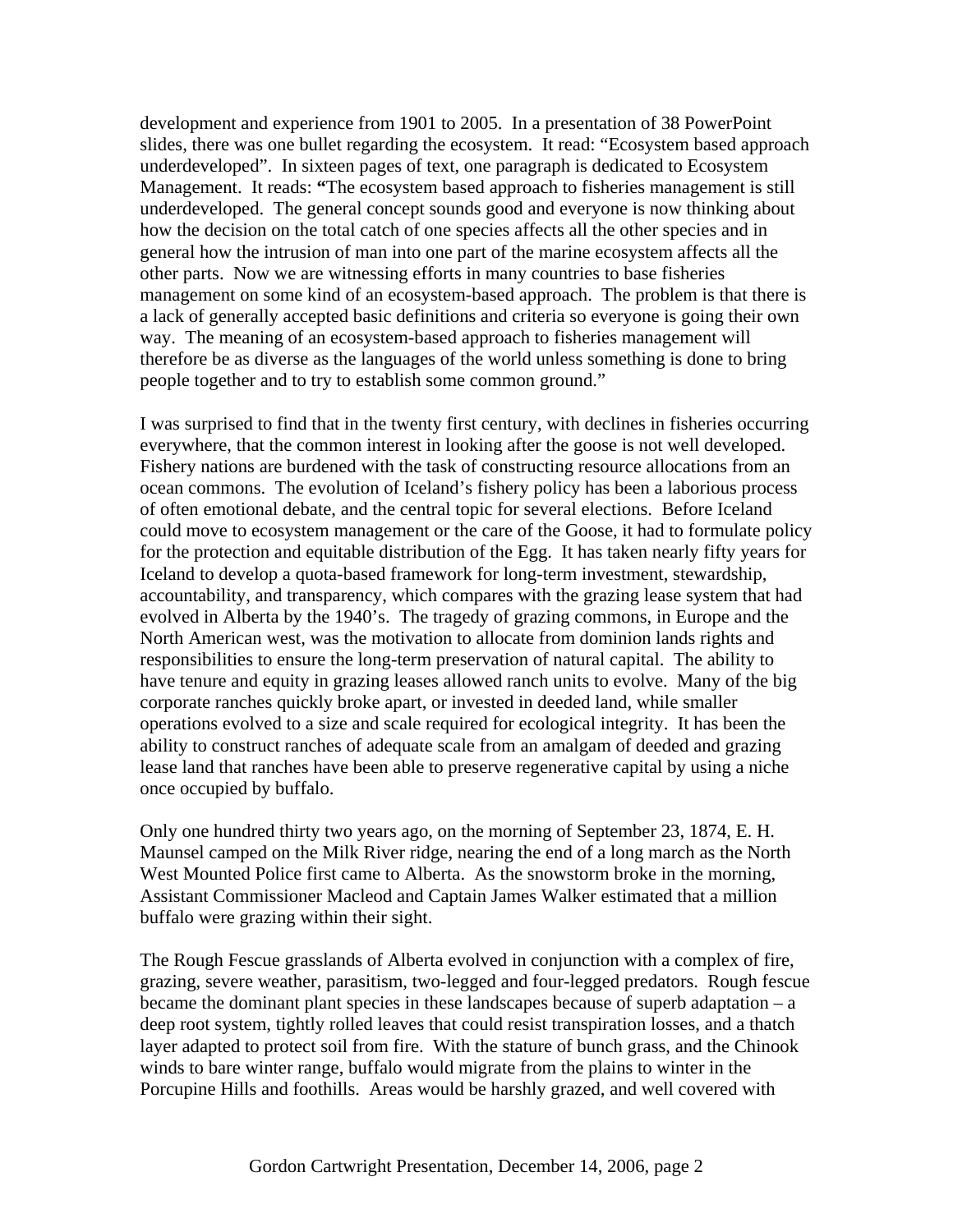development and experience from 1901 to 2005. In a presentation of 38 PowerPoint slides, there was one bullet regarding the ecosystem. It read: "Ecosystem based approach underdeveloped". In sixteen pages of text, one paragraph is dedicated to Ecosystem Management. It reads: **"**The ecosystem based approach to fisheries management is still underdeveloped. The general concept sounds good and everyone is now thinking about how the decision on the total catch of one species affects all the other species and in general how the intrusion of man into one part of the marine ecosystem affects all the other parts. Now we are witnessing efforts in many countries to base fisheries management on some kind of an ecosystem-based approach. The problem is that there is a lack of generally accepted basic definitions and criteria so everyone is going their own way. The meaning of an ecosystem-based approach to fisheries management will therefore be as diverse as the languages of the world unless something is done to bring people together and to try to establish some common ground."

I was surprised to find that in the twenty first century, with declines in fisheries occurring everywhere, that the common interest in looking after the goose is not well developed. Fishery nations are burdened with the task of constructing resource allocations from an ocean commons. The evolution of Iceland's fishery policy has been a laborious process of often emotional debate, and the central topic for several elections. Before Iceland could move to ecosystem management or the care of the Goose, it had to formulate policy for the protection and equitable distribution of the Egg. It has taken nearly fifty years for Iceland to develop a quota-based framework for long-term investment, stewardship, accountability, and transparency, which compares with the grazing lease system that had evolved in Alberta by the 1940's. The tragedy of grazing commons, in Europe and the North American west, was the motivation to allocate from dominion lands rights and responsibilities to ensure the long-term preservation of natural capital. The ability to have tenure and equity in grazing leases allowed ranch units to evolve. Many of the big corporate ranches quickly broke apart, or invested in deeded land, while smaller operations evolved to a size and scale required for ecological integrity. It has been the ability to construct ranches of adequate scale from an amalgam of deeded and grazing lease land that ranches have been able to preserve regenerative capital by using a niche once occupied by buffalo.

Only one hundred thirty two years ago, on the morning of September 23, 1874, E. H. Maunsel camped on the Milk River ridge, nearing the end of a long march as the North West Mounted Police first came to Alberta. As the snowstorm broke in the morning, Assistant Commissioner Macleod and Captain James Walker estimated that a million buffalo were grazing within their sight.

The Rough Fescue grasslands of Alberta evolved in conjunction with a complex of fire, grazing, severe weather, parasitism, two-legged and four-legged predators. Rough fescue became the dominant plant species in these landscapes because of superb adaptation – a deep root system, tightly rolled leaves that could resist transpiration losses, and a thatch layer adapted to protect soil from fire. With the stature of bunch grass, and the Chinook winds to bare winter range, buffalo would migrate from the plains to winter in the Porcupine Hills and foothills. Areas would be harshly grazed, and well covered with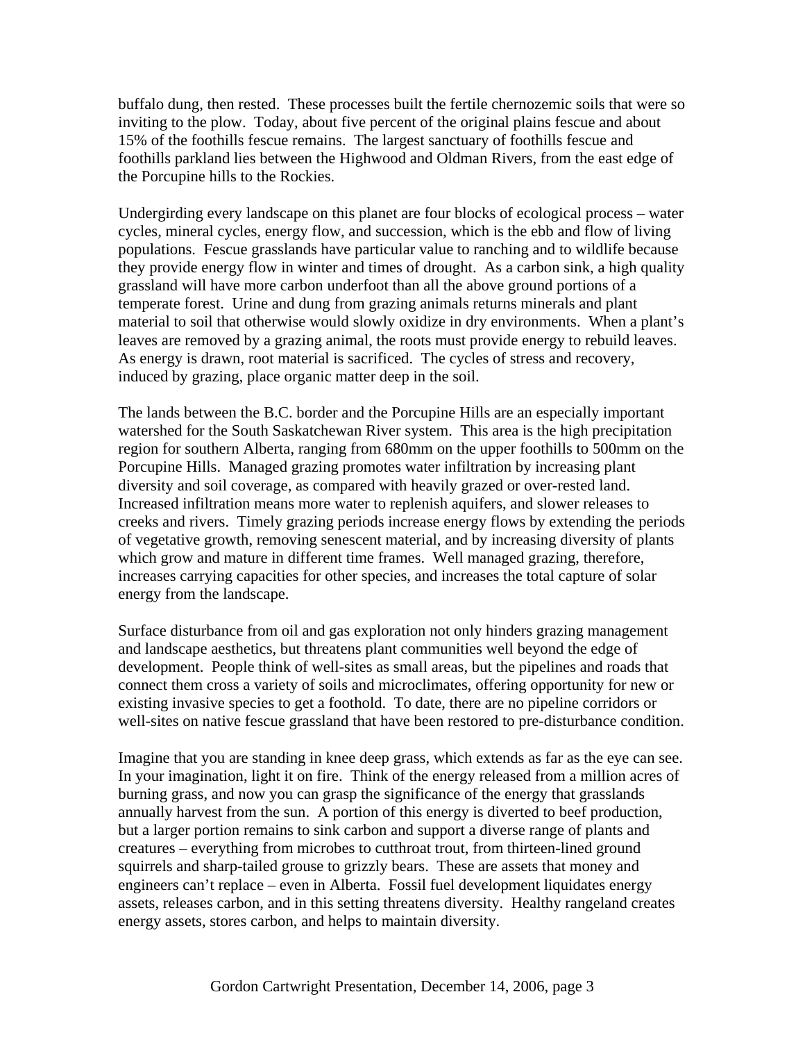buffalo dung, then rested. These processes built the fertile chernozemic soils that were so inviting to the plow. Today, about five percent of the original plains fescue and about 15% of the foothills fescue remains. The largest sanctuary of foothills fescue and foothills parkland lies between the Highwood and Oldman Rivers, from the east edge of the Porcupine hills to the Rockies.

Undergirding every landscape on this planet are four blocks of ecological process – water cycles, mineral cycles, energy flow, and succession, which is the ebb and flow of living populations. Fescue grasslands have particular value to ranching and to wildlife because they provide energy flow in winter and times of drought. As a carbon sink, a high quality grassland will have more carbon underfoot than all the above ground portions of a temperate forest. Urine and dung from grazing animals returns minerals and plant material to soil that otherwise would slowly oxidize in dry environments. When a plant's leaves are removed by a grazing animal, the roots must provide energy to rebuild leaves. As energy is drawn, root material is sacrificed. The cycles of stress and recovery, induced by grazing, place organic matter deep in the soil.

The lands between the B.C. border and the Porcupine Hills are an especially important watershed for the South Saskatchewan River system. This area is the high precipitation region for southern Alberta, ranging from 680mm on the upper foothills to 500mm on the Porcupine Hills. Managed grazing promotes water infiltration by increasing plant diversity and soil coverage, as compared with heavily grazed or over-rested land. Increased infiltration means more water to replenish aquifers, and slower releases to creeks and rivers. Timely grazing periods increase energy flows by extending the periods of vegetative growth, removing senescent material, and by increasing diversity of plants which grow and mature in different time frames. Well managed grazing, therefore, increases carrying capacities for other species, and increases the total capture of solar energy from the landscape.

Surface disturbance from oil and gas exploration not only hinders grazing management and landscape aesthetics, but threatens plant communities well beyond the edge of development. People think of well-sites as small areas, but the pipelines and roads that connect them cross a variety of soils and microclimates, offering opportunity for new or existing invasive species to get a foothold. To date, there are no pipeline corridors or well-sites on native fescue grassland that have been restored to pre-disturbance condition.

Imagine that you are standing in knee deep grass, which extends as far as the eye can see. In your imagination, light it on fire. Think of the energy released from a million acres of burning grass, and now you can grasp the significance of the energy that grasslands annually harvest from the sun. A portion of this energy is diverted to beef production, but a larger portion remains to sink carbon and support a diverse range of plants and creatures – everything from microbes to cutthroat trout, from thirteen-lined ground squirrels and sharp-tailed grouse to grizzly bears. These are assets that money and engineers can't replace – even in Alberta. Fossil fuel development liquidates energy assets, releases carbon, and in this setting threatens diversity. Healthy rangeland creates energy assets, stores carbon, and helps to maintain diversity.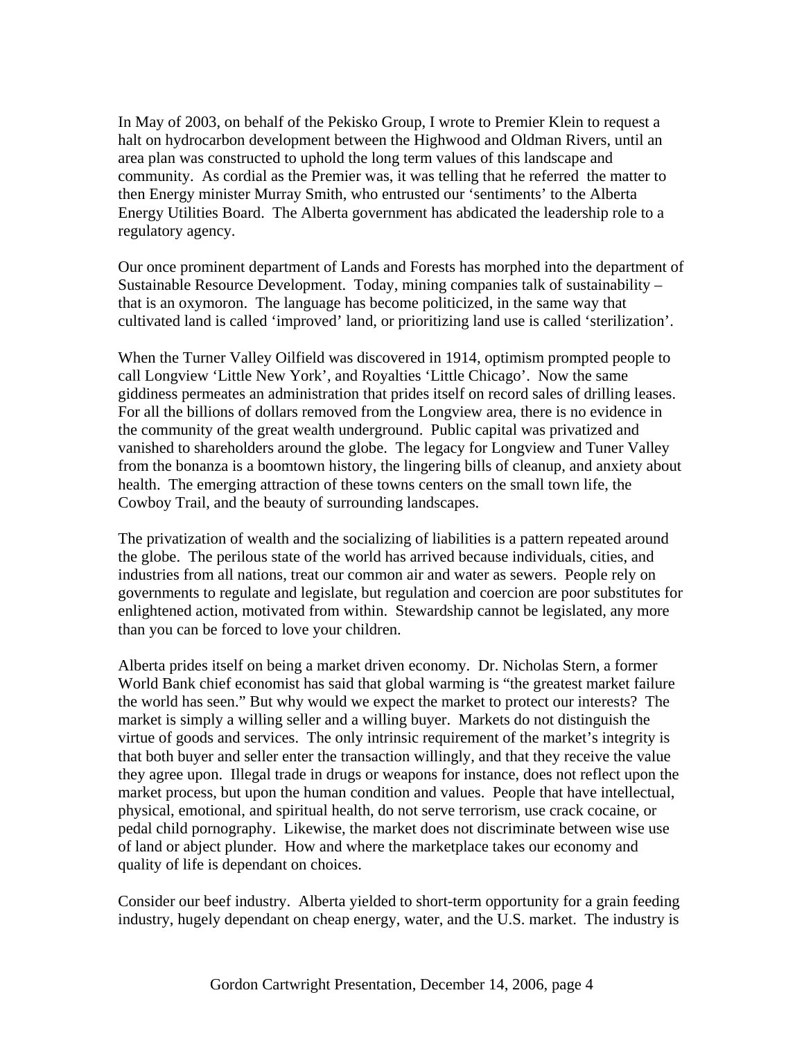In May of 2003, on behalf of the Pekisko Group, I wrote to Premier Klein to request a halt on hydrocarbon development between the Highwood and Oldman Rivers, until an area plan was constructed to uphold the long term values of this landscape and community. As cordial as the Premier was, it was telling that he referred the matter to then Energy minister Murray Smith, who entrusted our 'sentiments' to the Alberta Energy Utilities Board. The Alberta government has abdicated the leadership role to a regulatory agency.

Our once prominent department of Lands and Forests has morphed into the department of Sustainable Resource Development. Today, mining companies talk of sustainability – that is an oxymoron. The language has become politicized, in the same way that cultivated land is called 'improved' land, or prioritizing land use is called 'sterilization'.

When the Turner Valley Oilfield was discovered in 1914, optimism prompted people to call Longview 'Little New York', and Royalties 'Little Chicago'. Now the same giddiness permeates an administration that prides itself on record sales of drilling leases. For all the billions of dollars removed from the Longview area, there is no evidence in the community of the great wealth underground. Public capital was privatized and vanished to shareholders around the globe. The legacy for Longview and Tuner Valley from the bonanza is a boomtown history, the lingering bills of cleanup, and anxiety about health. The emerging attraction of these towns centers on the small town life, the Cowboy Trail, and the beauty of surrounding landscapes.

The privatization of wealth and the socializing of liabilities is a pattern repeated around the globe. The perilous state of the world has arrived because individuals, cities, and industries from all nations, treat our common air and water as sewers. People rely on governments to regulate and legislate, but regulation and coercion are poor substitutes for enlightened action, motivated from within. Stewardship cannot be legislated, any more than you can be forced to love your children.

Alberta prides itself on being a market driven economy. Dr. Nicholas Stern, a former World Bank chief economist has said that global warming is "the greatest market failure the world has seen." But why would we expect the market to protect our interests? The market is simply a willing seller and a willing buyer. Markets do not distinguish the virtue of goods and services. The only intrinsic requirement of the market's integrity is that both buyer and seller enter the transaction willingly, and that they receive the value they agree upon. Illegal trade in drugs or weapons for instance, does not reflect upon the market process, but upon the human condition and values. People that have intellectual, physical, emotional, and spiritual health, do not serve terrorism, use crack cocaine, or pedal child pornography. Likewise, the market does not discriminate between wise use of land or abject plunder. How and where the marketplace takes our economy and quality of life is dependant on choices.

Consider our beef industry. Alberta yielded to short-term opportunity for a grain feeding industry, hugely dependant on cheap energy, water, and the U.S. market. The industry is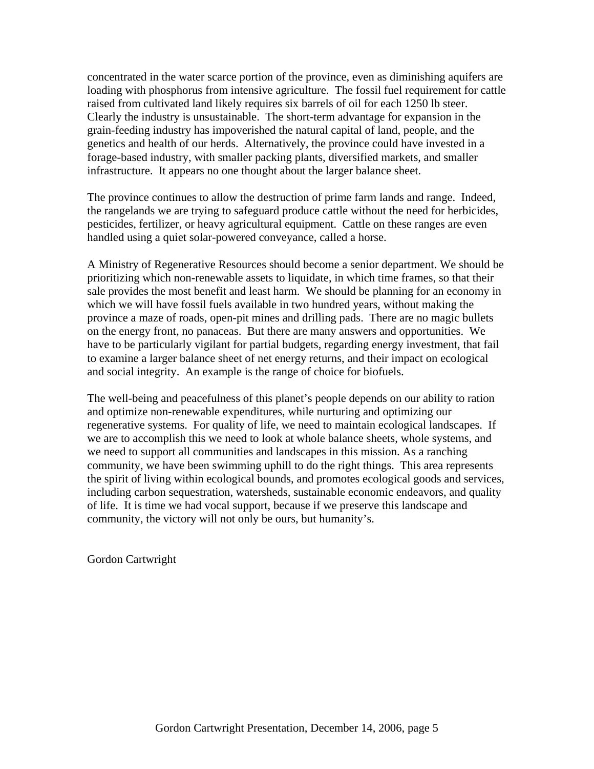concentrated in the water scarce portion of the province, even as diminishing aquifers are loading with phosphorus from intensive agriculture. The fossil fuel requirement for cattle raised from cultivated land likely requires six barrels of oil for each 1250 lb steer. Clearly the industry is unsustainable. The short-term advantage for expansion in the grain-feeding industry has impoverished the natural capital of land, people, and the genetics and health of our herds. Alternatively, the province could have invested in a forage-based industry, with smaller packing plants, diversified markets, and smaller infrastructure. It appears no one thought about the larger balance sheet.

The province continues to allow the destruction of prime farm lands and range. Indeed, the rangelands we are trying to safeguard produce cattle without the need for herbicides, pesticides, fertilizer, or heavy agricultural equipment. Cattle on these ranges are even handled using a quiet solar-powered conveyance, called a horse.

A Ministry of Regenerative Resources should become a senior department. We should be prioritizing which non-renewable assets to liquidate, in which time frames, so that their sale provides the most benefit and least harm. We should be planning for an economy in which we will have fossil fuels available in two hundred years, without making the province a maze of roads, open-pit mines and drilling pads. There are no magic bullets on the energy front, no panaceas. But there are many answers and opportunities. We have to be particularly vigilant for partial budgets, regarding energy investment, that fail to examine a larger balance sheet of net energy returns, and their impact on ecological and social integrity. An example is the range of choice for biofuels.

The well-being and peacefulness of this planet's people depends on our ability to ration and optimize non-renewable expenditures, while nurturing and optimizing our regenerative systems. For quality of life, we need to maintain ecological landscapes. If we are to accomplish this we need to look at whole balance sheets, whole systems, and we need to support all communities and landscapes in this mission. As a ranching community, we have been swimming uphill to do the right things. This area represents the spirit of living within ecological bounds, and promotes ecological goods and services, including carbon sequestration, watersheds, sustainable economic endeavors, and quality of life. It is time we had vocal support, because if we preserve this landscape and community, the victory will not only be ours, but humanity's.

Gordon Cartwright